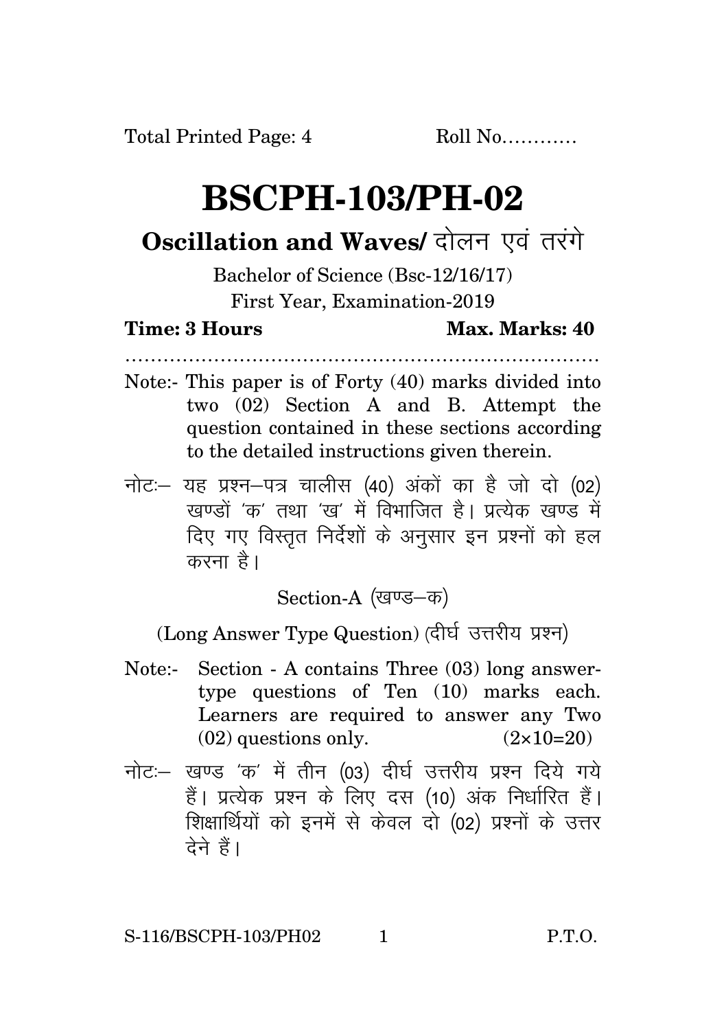Total Printed Page: 4 Roll No…………

# BSCPH-103/PH-02

## Oscillation and Waves/ दोलन एवं तरंगे

Bachelor of Science (Bsc-12/16/17)

First Year, Examination-2019

**Time: 3 Hours** **Max. Marks: 40**

…………………………………………………………………

Note:- This paper is of Forty (40) marks divided into two (02) Section A and B. Attempt the question contained in these sections according to the detailed instructions given therein.

नोटः— यह प्रश्न—पत्र चालीस (40) अंकों का है जो दो (02) खण्डों 'क' तथा 'ख' में विभाजित है। प्रत्येक खण्ड में दिए गए विस्तृत निर्देशों के अनुसार इन प्रश्नों को हल करना है।

Section-A (खण्ड—क)

(Long Answer Type Question) (दीर्घ उत्तरीय प्रश्न)

Note:- Section - A contains Three (03) long answer-type questions of Ten (10) marks each. Learners are required to answer any Two (02) questions only. (2×10=20)

नोटः— खण्ड 'क' में तीन (03) दीर्घ उत्तरीय प्रश्न दिये गये हैं। प्रत्येक प्रश्न के लिए दस (10) अंक निर्धारित हैं। शिक्षार्थियों को इनमें से केवल दो (02) प्रश्नों के उत्तर देने हैं।

S-116/BSCPH-103/PH02 P.T.O.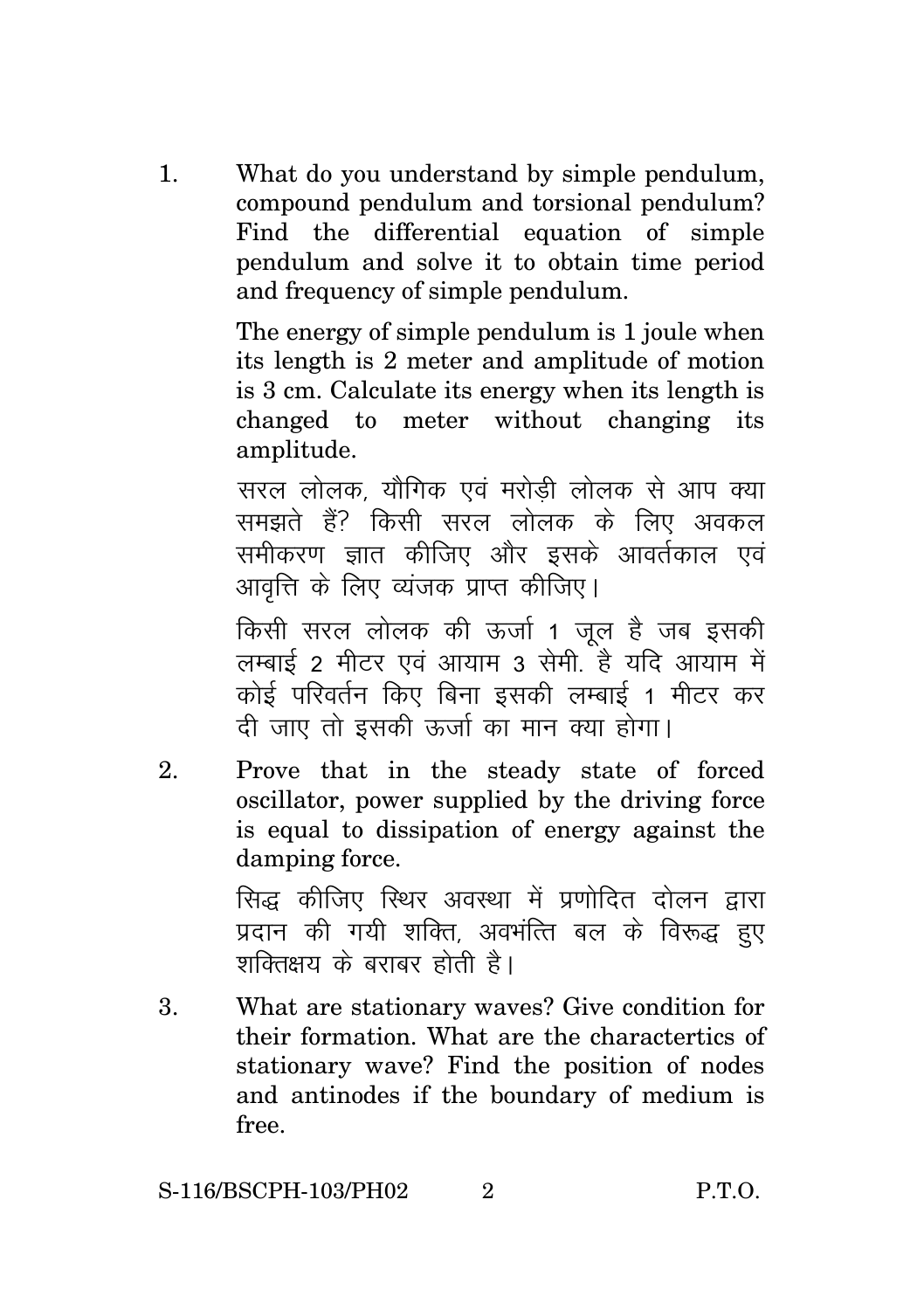1. What do you understand by simple pendulum, compound pendulum and torsional pendulum? Find the differential equation of simple pendulum and solve it to obtain time period and frequency of simple pendulum.

   The energy of simple pendulum is 1 joule when its length is 2 meter and amplitude of motion is 3 cm. Calculate its energy when its length is changed to meter without changing its amplitude.

   सरल लोलक, यौगिक एवं मरोड़ी लोलक से आप क्या समझते हैं? किसी सरल लोलक के लिए अवकल समीकरण ज्ञात कीजिए और इसके आवर्तकाल एवं आवृत्ति के लिए व्यंजक प्राप्त कीजिए।

   किसी सरल लोलक की ऊर्जा 1 जूल है जब इसकी लम्बाई 2 मीटर एवं आयाम 3 सेमी. है यदि आयाम में कोई परिवर्तन किए बिना इसकी लम्बाई 1 मीटर कर दी जाए तो इसकी ऊर्जा का मान क्या होगा।

2. Prove that in the steady state of forced oscillator, power supplied by the driving force is equal to dissipation of energy against the damping force.

   सिद्ध कीजिए स्थिर अवस्था में प्रणोदित दोलन द्वारा प्रदान की गयी शक्ति, अवमंत्ति बल के विरूद्ध हुए शक्तिक्षय के बराबर होती है।

3. What are stationary waves? Give condition for their formation. What are the charactertics of stationary wave? Find the position of nodes and antinodes if the boundary of medium is free.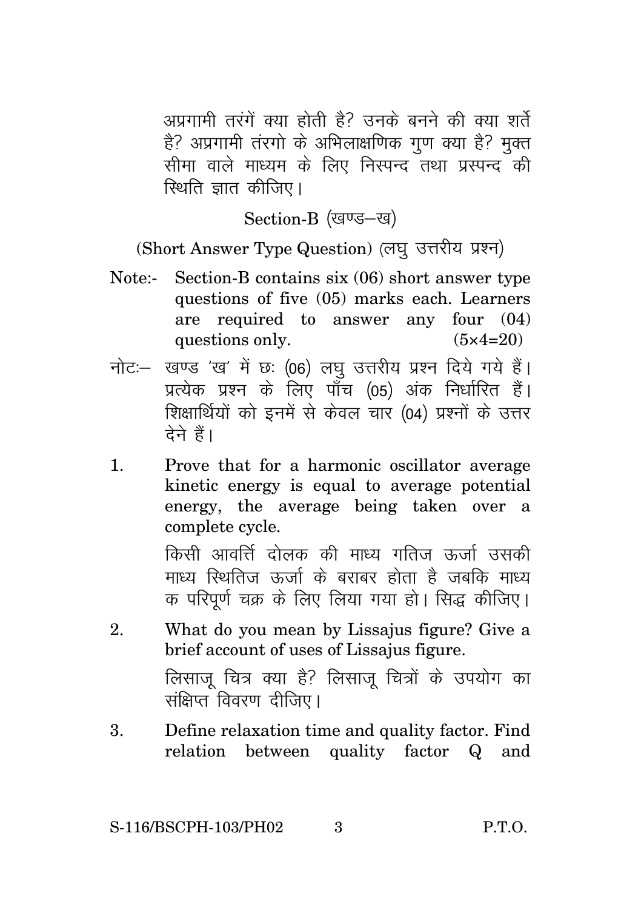अप्रगामी तरंगें क्या होती है? उनके बनने की क्या शर्ते है? अप्रगामी तंरगो के अभिलाक्षणिक गुण क्या है? मुक्त सीमा वाले माध्यम के लिए निस्पन्द तथा प्रस्पन्द की स्थिति ज्ञात कीजिए।

## Section-B (खण्ड–ख)

### (Short Answer Type Question) (लघु उत्तरीय प्रश्न)

Note:- Section-B contains six (06) short answer type questions of five (05) marks each. Learners are required to answer any four (04) questions only. (5×4=20)

नोटः– खण्ड 'ख' में छः (06) लघु उत्तरीय प्रश्न दिये गये हैं। प्रत्येक प्रश्न के लिए पाँच (05) अंक निर्धारित हैं। शिक्षार्थियों को इनमें से केवल चार (04) प्रश्नों के उत्तर देने हैं।

1. Prove that for a harmonic oscillator average kinetic energy is equal to average potential energy, the average being taken over a complete cycle.

   किसी आवर्ति दोलक की माध्य गतिज ऊर्जा उसकी माध्य स्थितिज ऊर्जा के बराबर होता है जबकि माध्य क परिपूर्ण चक्र के लिए लिया गया हो। सिद्ध कीजिए।

2. What do you mean by Lissajus figure? Give a brief account of uses of Lissajus figure.

   लिसाजू चित्र क्या है? लिसाजू चित्रों के उपयोग का संक्षिप्त विवरण दीजिए।

3. Define relaxation time and quality factor. Find relation between quality factor Q and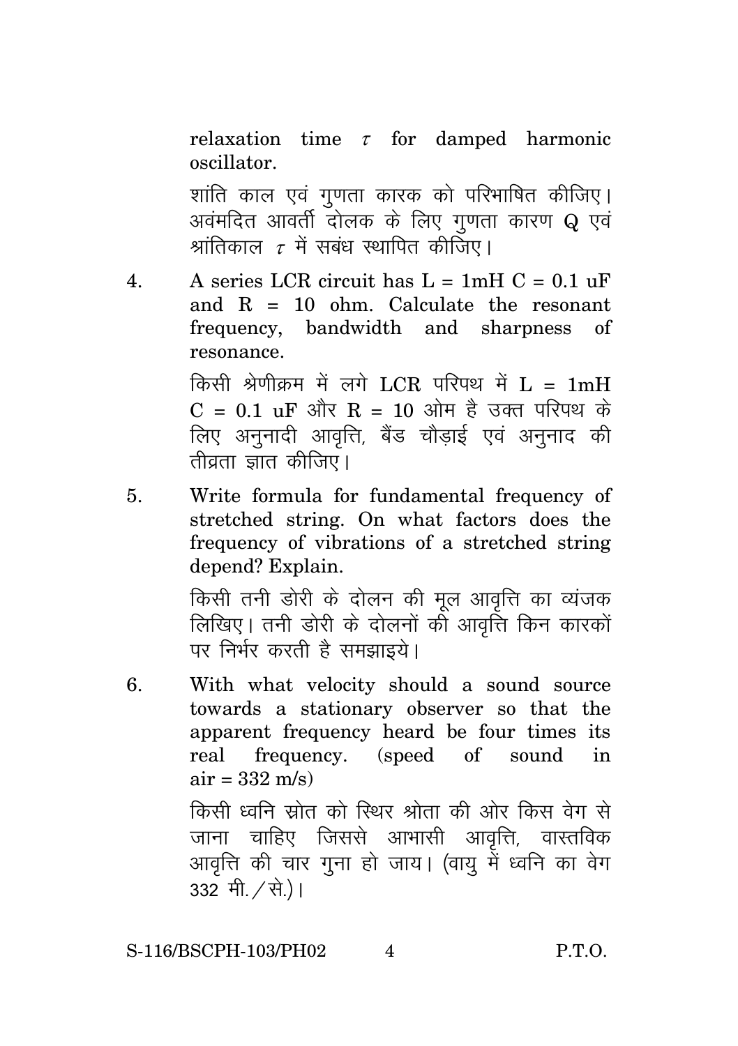relaxation time $\tau$ for damped harmonic oscillator.

शांति काल एवं गुणता कारक को परिभाषित कीजिए। अवंमदित आवर्ती दोलक के लिए गुणता कारण Q एवं श्रांतिकाल $\tau$ में सबंध स्थापित कीजिए।

4. A series LCR circuit has L = 1mH C = 0.1 uF and R = 10 ohm. Calculate the resonant frequency, bandwidth and sharpness of resonance.

   किसी श्रेणीक्रम में लगे LCR परिपथ में L = 1mH C = 0.1 uF और R = 10 ओम है उक्त परिपथ के लिए अनुनादी आवृत्ति, बैंड चौड़ाई एवं अनुनाद की तीव्रता ज्ञात कीजिए।

5. Write formula for fundamental frequency of stretched string. On what factors does the frequency of vibrations of a stretched string depend? Explain.

   किसी तनी डोरी के दोलन की मूल आवृत्ति का व्यंजक लिखिए। तनी डोरी के दोलनों की आवृत्ति किन कारकों पर निर्भर करती है समझाइये।

6. With what velocity should a sound source towards a stationary observer so that the apparent frequency heard be four times its real frequency. (speed of sound in air = 332 m/s)

   किसी ध्वनि स्रोत को स्थिर श्रोता की ओर किस वेग से जाना चाहिए जिससे आभासी आवृत्ति, वास्तविक आवृत्ति की चार गुना हो जाय। (वायु में ध्वनि का वेग 332 मी./से.)।

S-116/BSCPH-103/PH02 P.T.O.